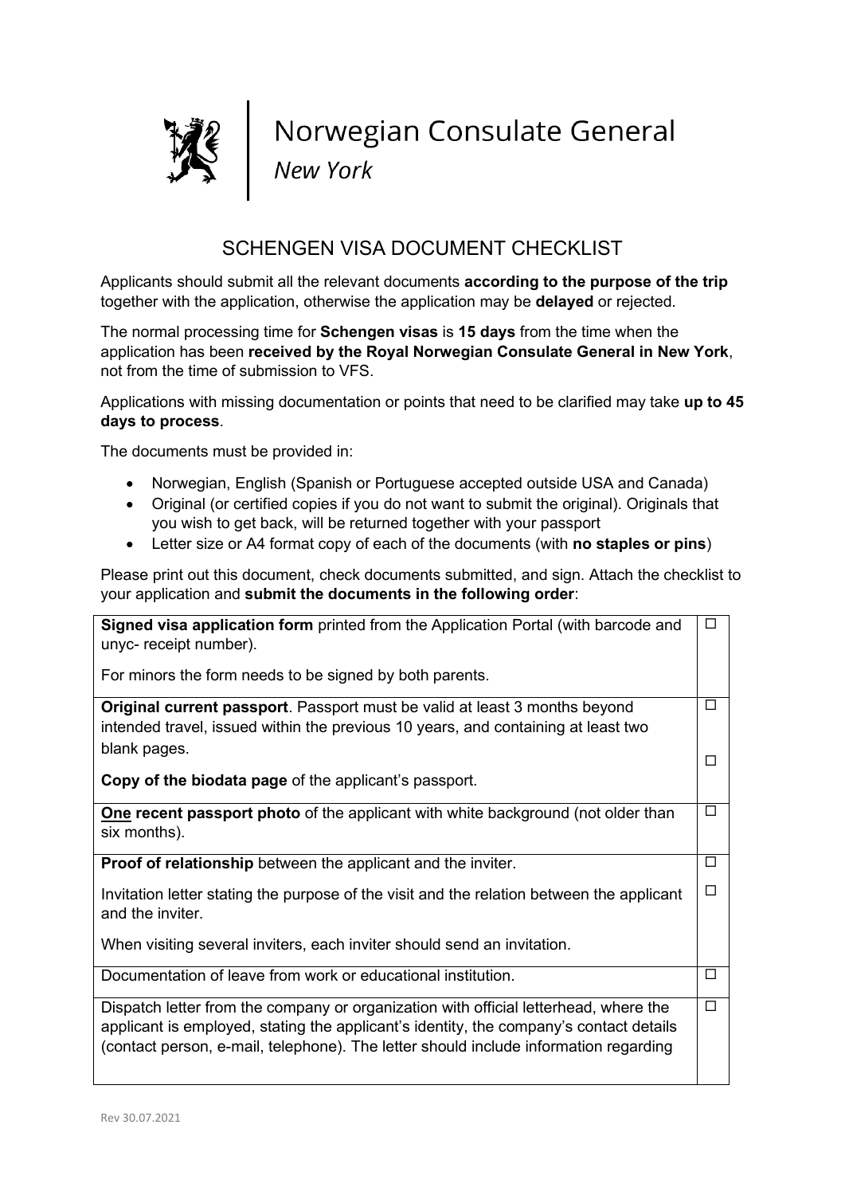Norwegian Consulate General
*New York*

# SCHENGEN VISA DOCUMENT CHECKLIST

Applicants should submit all the relevant documents **according to the purpose of the trip** together with the application, otherwise the application may be **delayed** or rejected.

The normal processing time for **Schengen visas** is **15 days** from the time when the application has been **received by the Royal Norwegian Consulate General in New York**, not from the time of submission to VFS.

Applications with missing documentation or points that need to be clarified may take **up to 45 days to process**.

The documents must be provided in:

- Norwegian, English (Spanish or Portuguese accepted outside USA and Canada)
- Original (or certified copies if you do not want to submit the original). Originals that you wish to get back, will be returned together with your passport
- Letter size or A4 format copy of each of the documents (with **no staples or pins**)

Please print out this document, check documents submitted, and sign. Attach the checklist to your application and **submit the documents in the following order**:

| Document | Check |
|---|---|
| **Signed visa application form** printed from the Application Portal (with barcode and unyc- receipt number).<br><br>For minors the form needs to be signed by both parents. | ☐ |
| **Original current passport**. Passport must be valid at least 3 months beyond intended travel, issued within the previous 10 years, and containing at least two blank pages.<br><br>**Copy of the biodata page** of the applicant's passport. | ☐<br><br>☐ |
| **One recent passport photo** of the applicant with white background (not older than six months). | ☐ |
| **Proof of relationship** between the applicant and the inviter.<br><br>Invitation letter stating the purpose of the visit and the relation between the applicant and the inviter.<br><br>When visiting several inviters, each inviter should send an invitation. | ☐<br><br>☐ |
| Documentation of leave from work or educational institution. | ☐ |
| Dispatch letter from the company or organization with official letterhead, where the applicant is employed, stating the applicant's identity, the company's contact details (contact person, e-mail, telephone). The letter should include information regarding | ☐ |

Rev 30.07.2021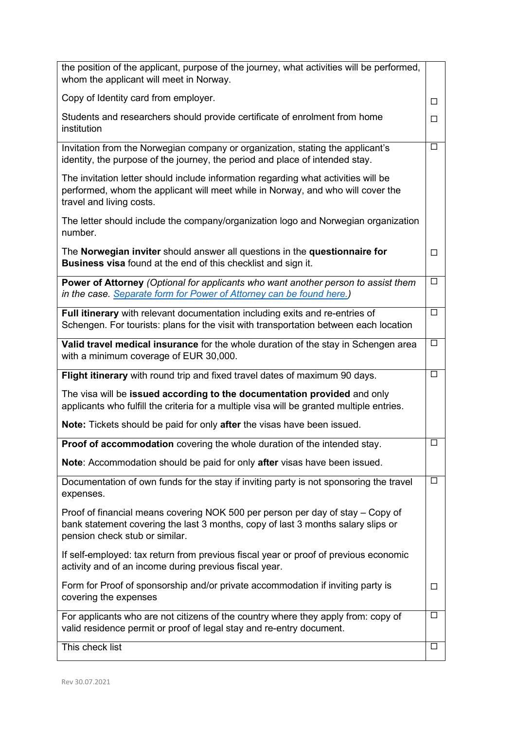| | |
|---|---|
| the position of the applicant, purpose of the journey, what activities will be performed, whom the applicant will meet in Norway.<br><br>Copy of Identity card from employer.<br><br>Students and researchers should provide certificate of enrolment from home institution | <br><br>☐<br><br>☐ |
| Invitation from the Norwegian company or organization, stating the applicant's identity, the purpose of the journey, the period and place of intended stay.<br><br>The invitation letter should include information regarding what activities will be performed, whom the applicant will meet while in Norway, and who will cover the travel and living costs.<br><br>The letter should include the company/organization logo and Norwegian organization number.<br><br>The **Norwegian inviter** should answer all questions in the **questionnaire for Business visa** found at the end of this checklist and sign it. | ☐<br><br><br><br><br><br><br><br>☐ |
| **Power of Attorney** *(Optional for applicants who want another person to assist them in the case. [Separate form for Power of Attorney can be found here.](#))* | ☐ |
| **Full itinerary** with relevant documentation including exits and re-entries of Schengen. For tourists: plans for the visit with transportation between each location | ☐ |
| **Valid travel medical insurance** for the whole duration of the stay in Schengen area with a minimum coverage of EUR 30,000. | ☐ |
| **Flight itinerary** with round trip and fixed travel dates of maximum 90 days.<br><br>The visa will be **issued according to the documentation provided** and only applicants who fulfill the criteria for a multiple visa will be granted multiple entries.<br><br>**Note:** Tickets should be paid for only **after** the visas have been issued. | ☐ |
| **Proof of accommodation** covering the whole duration of the intended stay.<br><br>**Note**: Accommodation should be paid for only **after** visas have been issued. | ☐ |
| Documentation of own funds for the stay if inviting party is not sponsoring the travel expenses.<br><br>Proof of financial means covering NOK 500 per person per day of stay – Copy of bank statement covering the last 3 months, copy of last 3 months salary slips or pension check stub or similar.<br><br>If self-employed: tax return from previous fiscal year or proof of previous economic activity and of an income during previous fiscal year.<br><br>Form for Proof of sponsorship and/or private accommodation if inviting party is covering the expenses | ☐<br><br><br><br><br><br><br><br>☐ |
| For applicants who are not citizens of the country where they apply from: copy of valid residence permit or proof of legal stay and re-entry document. | ☐ |
| This check list | ☐ |

Rev 30.07.2021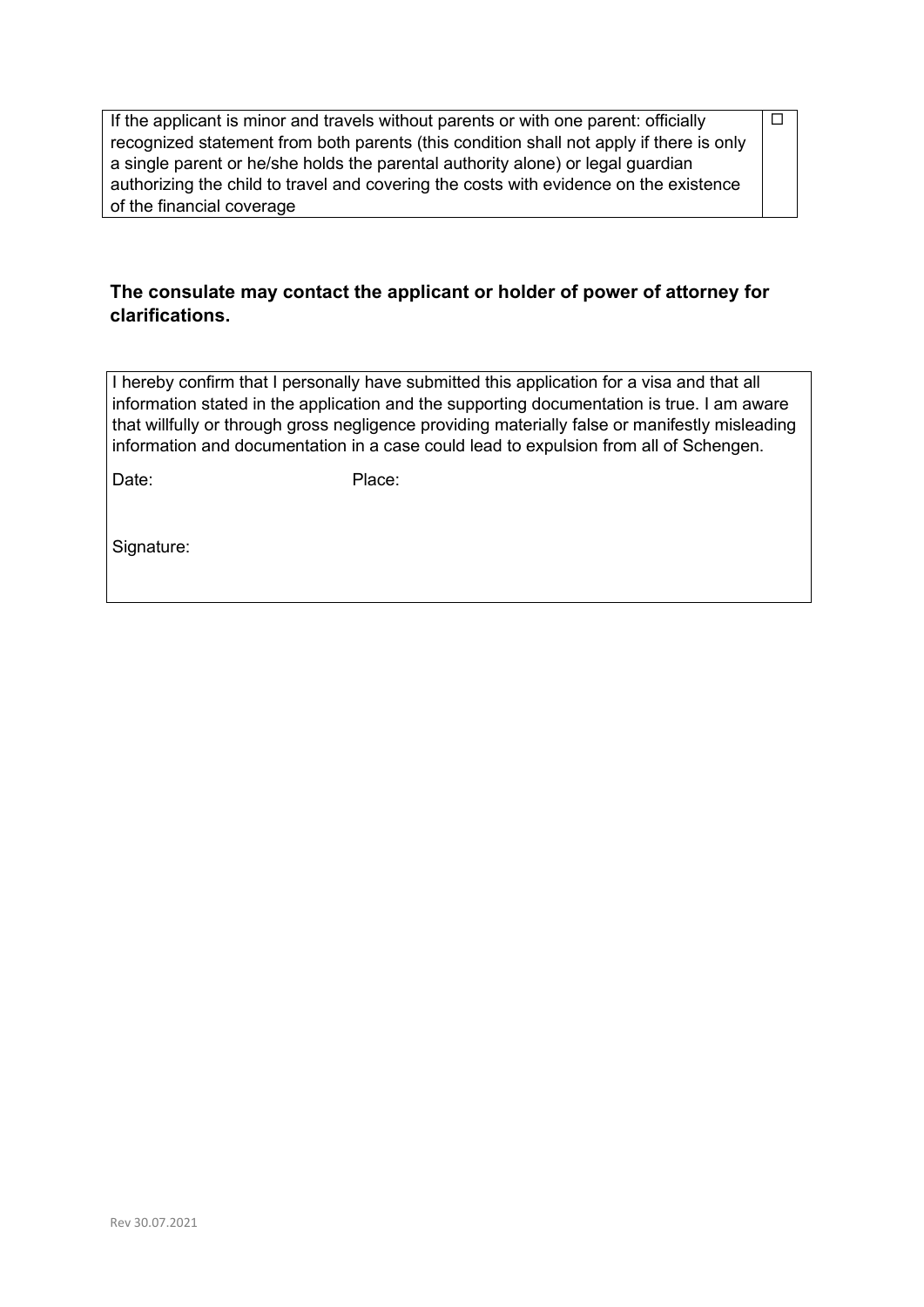| If the applicant is minor and travels without parents or with one parent: officially recognized statement from both parents (this condition shall not apply if there is only a single parent or he/she holds the parental authority alone) or legal guardian authorizing the child to travel and covering the costs with evidence on the existence of the financial coverage | ☐ |
|---|---|

**The consulate may contact the applicant or holder of power of attorney for clarifications.**

| I hereby confirm that I personally have submitted this application for a visa and that all information stated in the application and the supporting documentation is true. I am aware that willfully or through gross negligence providing materially false or manifestly misleading information and documentation in a case could lead to expulsion from all of Schengen.<br><br>Date: Place:<br><br>Signature: |
|---|

Rev 30.07.2021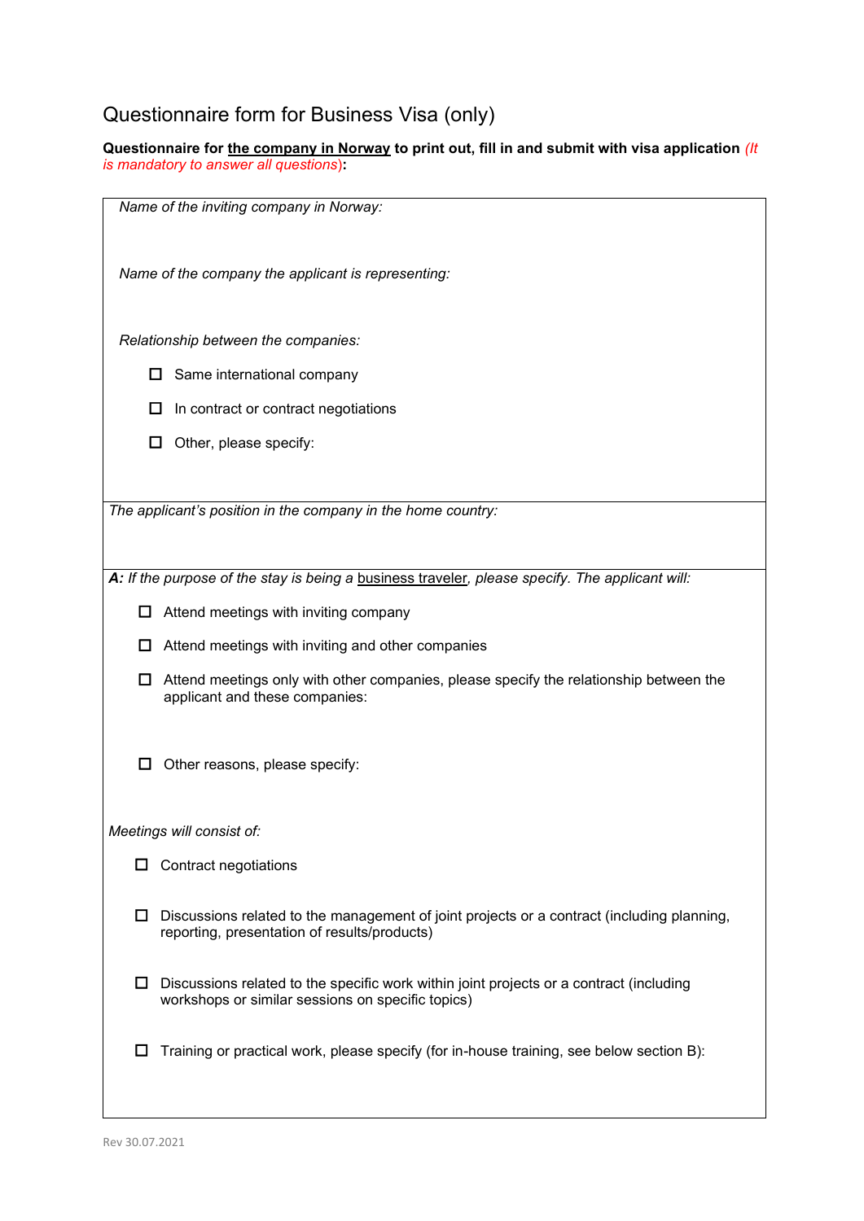# Questionnaire form for Business Visa (only)

**Questionnaire for <u>the company in Norway</u> to print out, fill in and submit with visa application** *(It is mandatory to answer all questions)***:**

*Name of the inviting company in Norway:*

*Name of the company the applicant is representing:*

*Relationship between the companies:*

- ☐ Same international company
- ☐ In contract or contract negotiations
- ☐ Other, please specify:

*The applicant's position in the company in the home country:*

***A:** If the purpose of the stay is being a <u>business traveler</u>, please specify. The applicant will:*

- ☐ Attend meetings with inviting company
- ☐ Attend meetings with inviting and other companies
- ☐ Attend meetings only with other companies, please specify the relationship between the applicant and these companies:
- ☐ Other reasons, please specify:

*Meetings will consist of:*

- ☐ Contract negotiations
- ☐ Discussions related to the management of joint projects or a contract (including planning, reporting, presentation of results/products)
- ☐ Discussions related to the specific work within joint projects or a contract (including workshops or similar sessions on specific topics)
- ☐ Training or practical work, please specify (for in-house training, see below section B):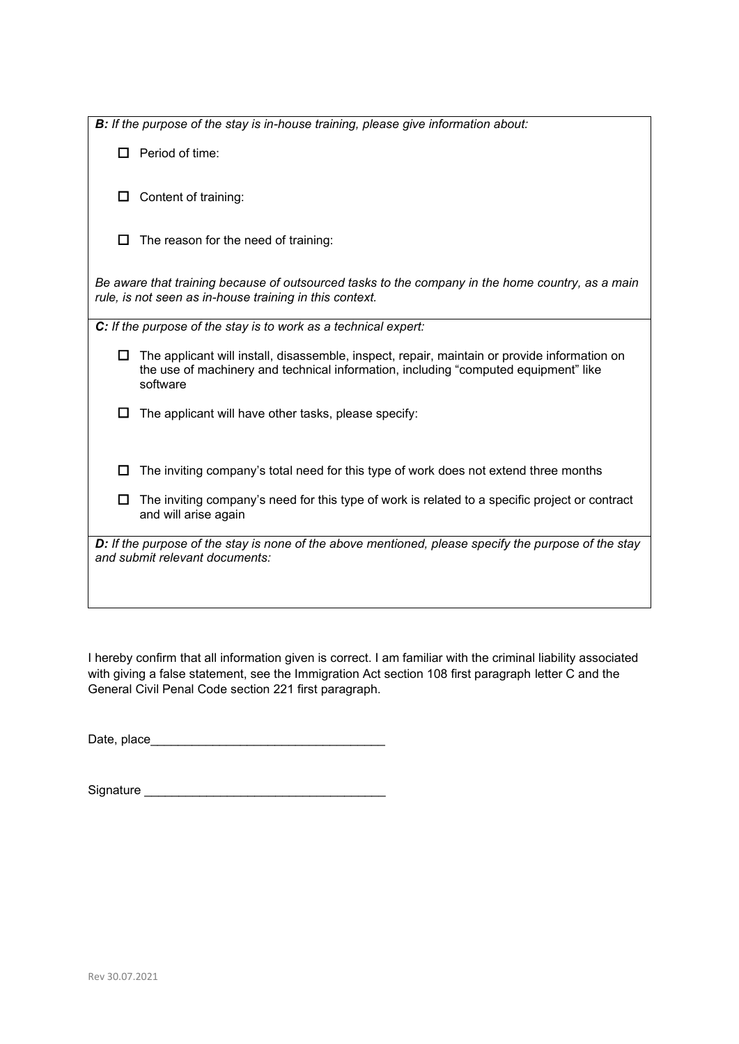***B:** If the purpose of the stay is in-house training, please give information about:*

- ☐ Period of time:

- ☐ Content of training:

- ☐ The reason for the need of training:

*Be aware that training because of outsourced tasks to the company in the home country, as a main rule, is not seen as in-house training in this context.*

***C:** If the purpose of the stay is to work as a technical expert:*

- ☐ The applicant will install, disassemble, inspect, repair, maintain or provide information on the use of machinery and technical information, including "computed equipment" like software

- ☐ The applicant will have other tasks, please specify:

- ☐ The inviting company's total need for this type of work does not extend three months

- ☐ The inviting company's need for this type of work is related to a specific project or contract and will arise again

***D:** If the purpose of the stay is none of the above mentioned, please specify the purpose of the stay and submit relevant documents:*

I hereby confirm that all information given is correct. I am familiar with the criminal liability associated with giving a false statement, see the Immigration Act section 108 first paragraph letter C and the General Civil Penal Code section 221 first paragraph.

Date, place__________________________________

Signature ___________________________________

Rev 30.07.2021